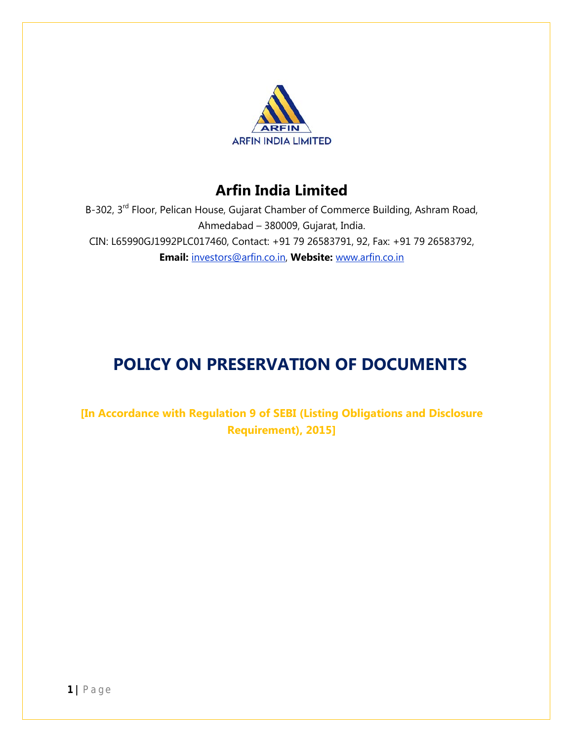ARFIN

ARFIN INDIA LIMITED

# Arfin India Limited

B-302, 3rd Floor, Pelican House, Gujarat Chamber of Commerce Building, Ashram Road, Ahmedabad – 380009, Gujarat, India.

CIN: L65990GJ1992PLC017460, Contact: +91 79 26583791, 92, Fax: +91 79 26583792,

**Email:** investors@arfin.co.in, **Website:** www.arfin.co.in

# POLICY ON PRESERVATION OF DOCUMENTS

**[In Accordance with Regulation 9 of SEBI (Listing Obligations and Disclosure Requirement), 2015]**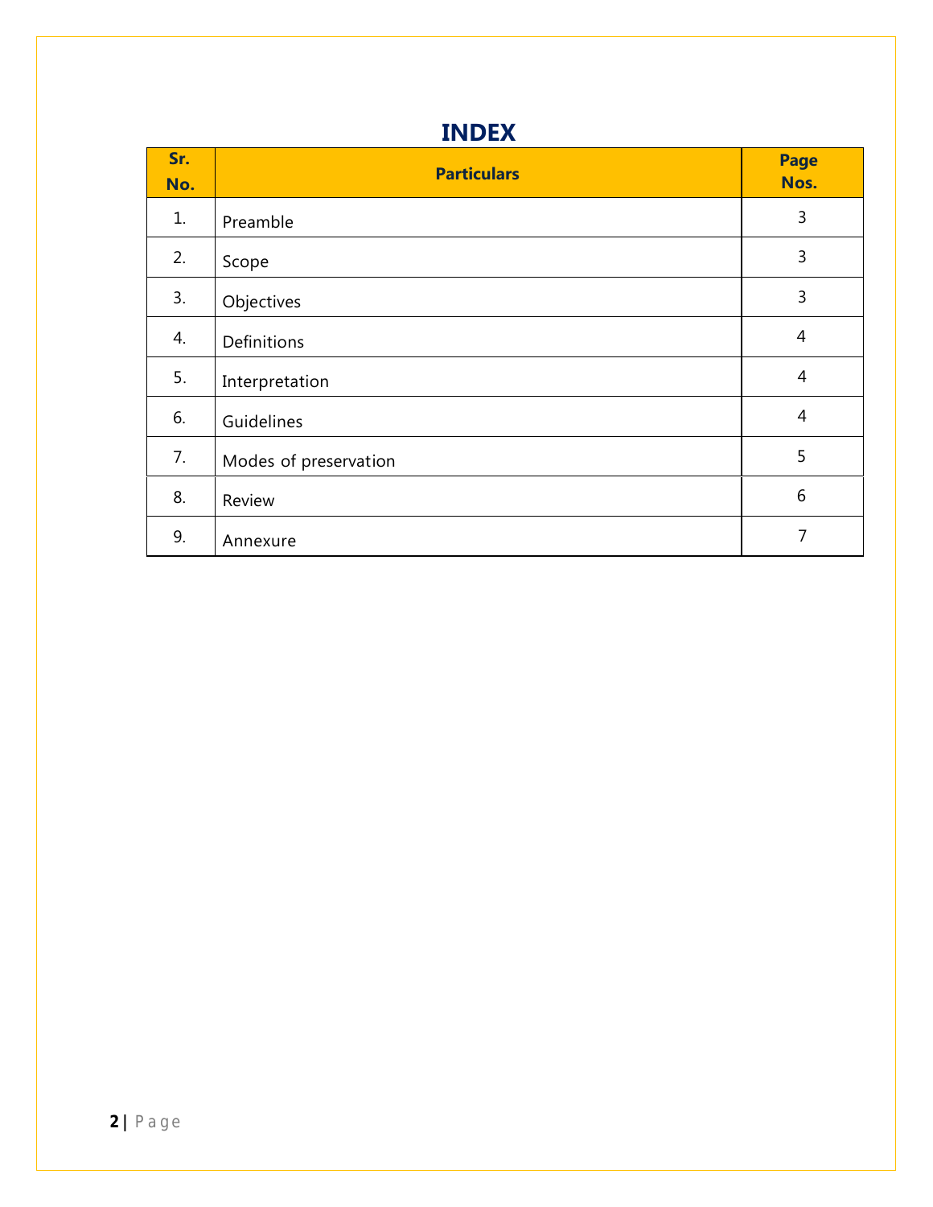# INDEX

| Sr. No. | Particulars | Page Nos. |
|---|---|---|
| 1. | Preamble | 3 |
| 2. | Scope | 3 |
| 3. | Objectives | 3 |
| 4. | Definitions | 4 |
| 5. | Interpretation | 4 |
| 6. | Guidelines | 4 |
| 7. | Modes of preservation | 5 |
| 8. | Review | 6 |
| 9. | Annexure | 7 |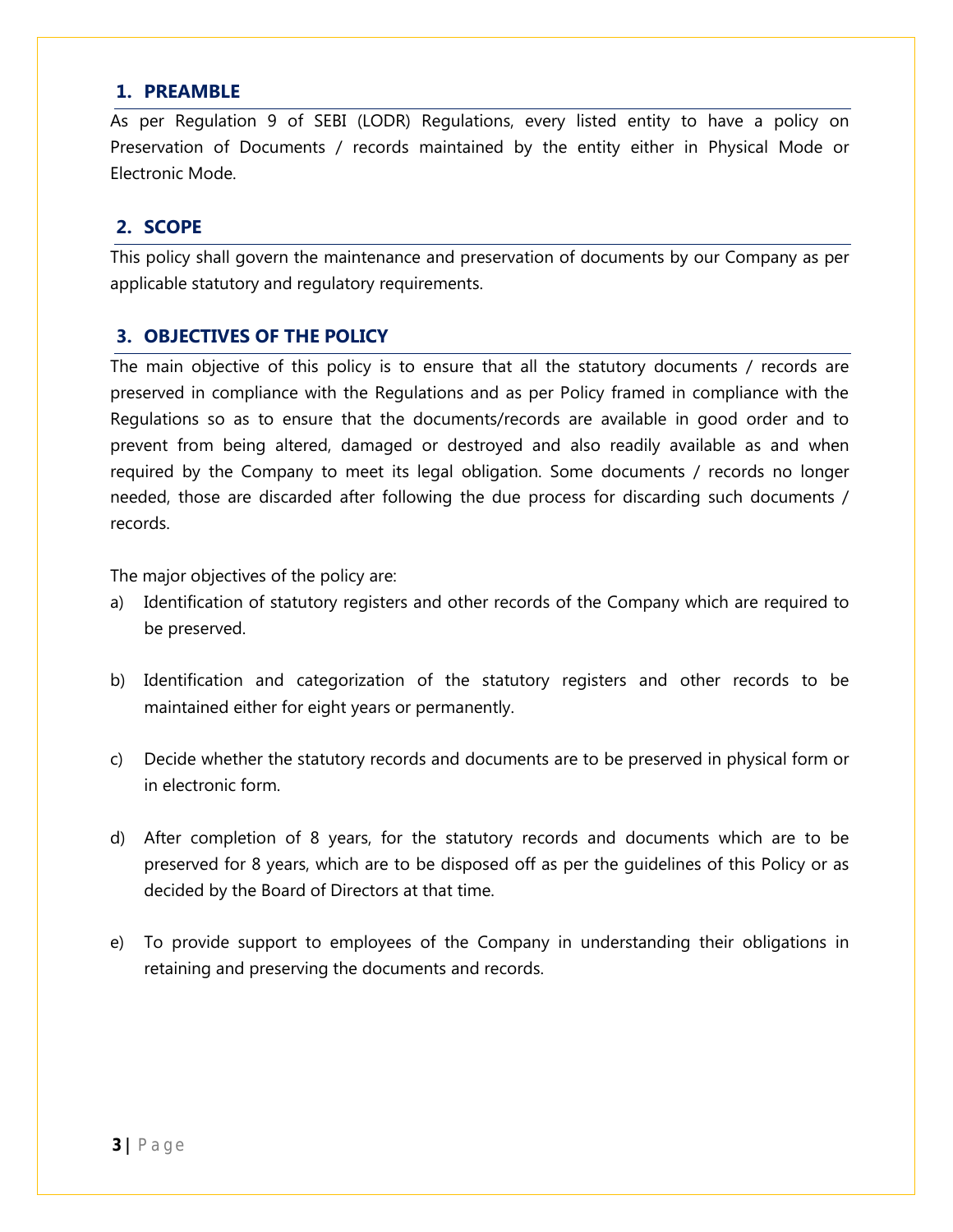## 1. PREAMBLE

As per Regulation 9 of SEBI (LODR) Regulations, every listed entity to have a policy on Preservation of Documents / records maintained by the entity either in Physical Mode or Electronic Mode.

## 2. SCOPE

This policy shall govern the maintenance and preservation of documents by our Company as per applicable statutory and regulatory requirements.

## 3. OBJECTIVES OF THE POLICY

The main objective of this policy is to ensure that all the statutory documents / records are preserved in compliance with the Regulations and as per Policy framed in compliance with the Regulations so as to ensure that the documents/records are available in good order and to prevent from being altered, damaged or destroyed and also readily available as and when required by the Company to meet its legal obligation. Some documents / records no longer needed, those are discarded after following the due process for discarding such documents / records.

The major objectives of the policy are:

a) Identification of statutory registers and other records of the Company which are required to be preserved.

b) Identification and categorization of the statutory registers and other records to be maintained either for eight years or permanently.

c) Decide whether the statutory records and documents are to be preserved in physical form or in electronic form.

d) After completion of 8 years, for the statutory records and documents which are to be preserved for 8 years, which are to be disposed off as per the guidelines of this Policy or as decided by the Board of Directors at that time.

e) To provide support to employees of the Company in understanding their obligations in retaining and preserving the documents and records.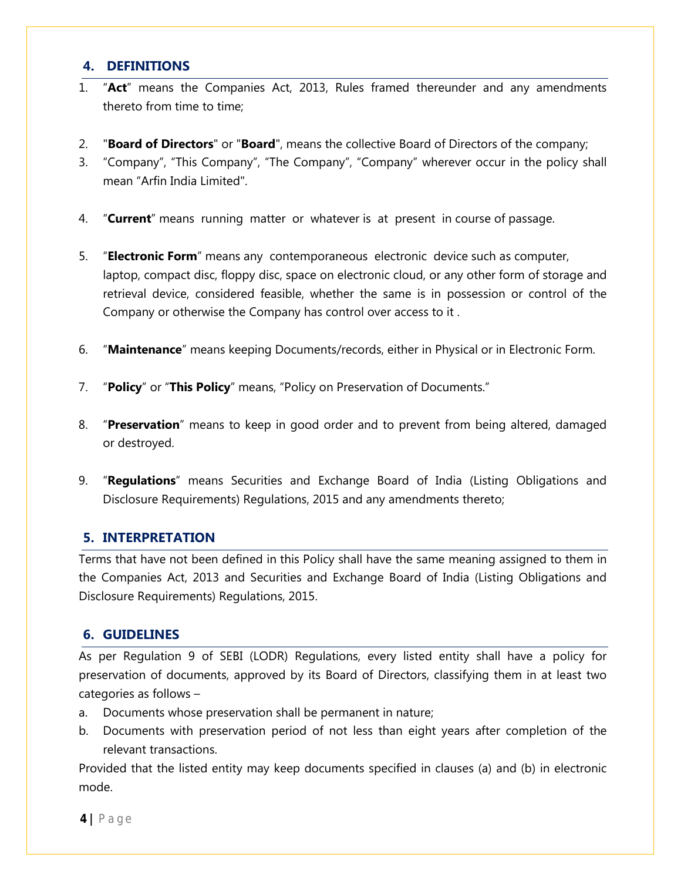## 4. DEFINITIONS

1. "**Act**" means the Companies Act, 2013, Rules framed thereunder and any amendments thereto from time to time;

2. "**Board of Directors**" or "**Board**", means the collective Board of Directors of the company;
3. "Company", "This Company", "The Company", "Company" wherever occur in the policy shall mean "Arfin India Limited".

4. "**Current**" means running matter or whatever is at present in course of passage.

5. "**Electronic Form**" means any contemporaneous electronic device such as computer, laptop, compact disc, floppy disc, space on electronic cloud, or any other form of storage and retrieval device, considered feasible, whether the same is in possession or control of the Company or otherwise the Company has control over access to it .

6. "**Maintenance**" means keeping Documents/records, either in Physical or in Electronic Form.

7. "**Policy**" or "**This Policy**" means, "Policy on Preservation of Documents."

8. "**Preservation**" means to keep in good order and to prevent from being altered, damaged or destroyed.

9. "**Regulations**" means Securities and Exchange Board of India (Listing Obligations and Disclosure Requirements) Regulations, 2015 and any amendments thereto;

## 5. INTERPRETATION

Terms that have not been defined in this Policy shall have the same meaning assigned to them in the Companies Act, 2013 and Securities and Exchange Board of India (Listing Obligations and Disclosure Requirements) Regulations, 2015.

## 6. GUIDELINES

As per Regulation 9 of SEBI (LODR) Regulations, every listed entity shall have a policy for preservation of documents, approved by its Board of Directors, classifying them in at least two categories as follows –

a. Documents whose preservation shall be permanent in nature;
b. Documents with preservation period of not less than eight years after completion of the relevant transactions.

Provided that the listed entity may keep documents specified in clauses (a) and (b) in electronic mode.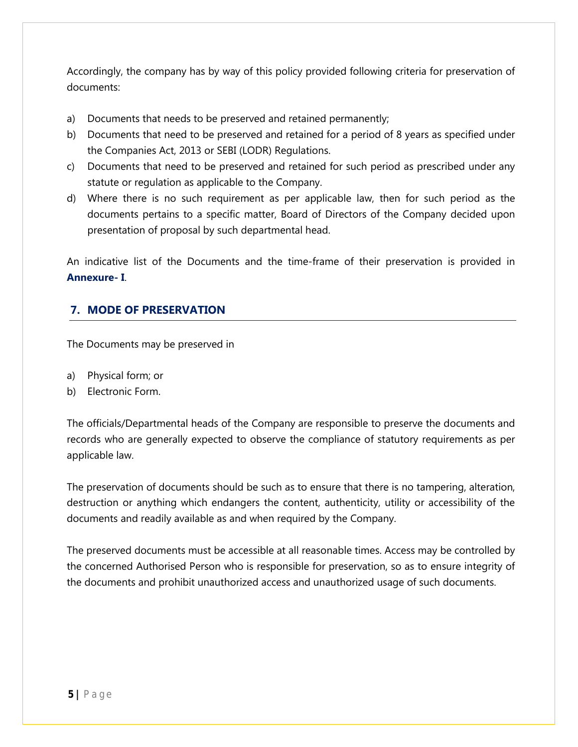Accordingly, the company has by way of this policy provided following criteria for preservation of documents:

a) Documents that needs to be preserved and retained permanently;
b) Documents that need to be preserved and retained for a period of 8 years as specified under the Companies Act, 2013 or SEBI (LODR) Regulations.
c) Documents that need to be preserved and retained for such period as prescribed under any statute or regulation as applicable to the Company.
d) Where there is no such requirement as per applicable law, then for such period as the documents pertains to a specific matter, Board of Directors of the Company decided upon presentation of proposal by such departmental head.

An indicative list of the Documents and the time-frame of their preservation is provided in **Annexure- I**.

## 7. MODE OF PRESERVATION

The Documents may be preserved in

a) Physical form; or
b) Electronic Form.

The officials/Departmental heads of the Company are responsible to preserve the documents and records who are generally expected to observe the compliance of statutory requirements as per applicable law.

The preservation of documents should be such as to ensure that there is no tampering, alteration, destruction or anything which endangers the content, authenticity, utility or accessibility of the documents and readily available as and when required by the Company.

The preserved documents must be accessible at all reasonable times. Access may be controlled by the concerned Authorised Person who is responsible for preservation, so as to ensure integrity of the documents and prohibit unauthorized access and unauthorized usage of such documents.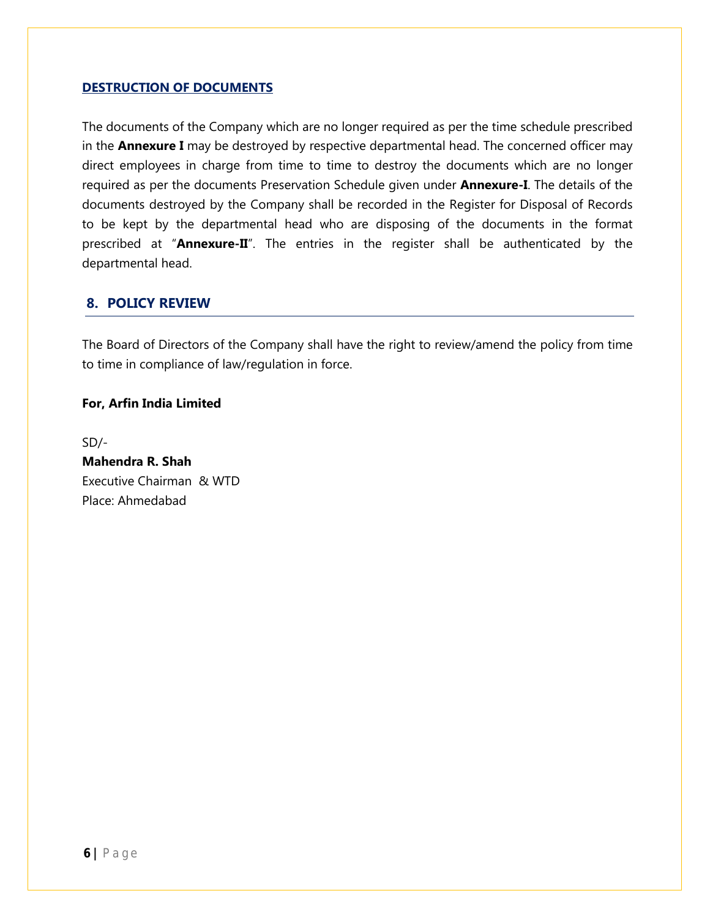## DESTRUCTION OF DOCUMENTS

The documents of the Company which are no longer required as per the time schedule prescribed in the **Annexure I** may be destroyed by respective departmental head. The concerned officer may direct employees in charge from time to time to destroy the documents which are no longer required as per the documents Preservation Schedule given under **Annexure-I**. The details of the documents destroyed by the Company shall be recorded in the Register for Disposal of Records to be kept by the departmental head who are disposing of the documents in the format prescribed at "**Annexure-II**". The entries in the register shall be authenticated by the departmental head.

## 8. POLICY REVIEW

The Board of Directors of the Company shall have the right to review/amend the policy from time to time in compliance of law/regulation in force.

**For, Arfin India Limited**

SD/-
**Mahendra R. Shah**
Executive Chairman & WTD
Place: Ahmedabad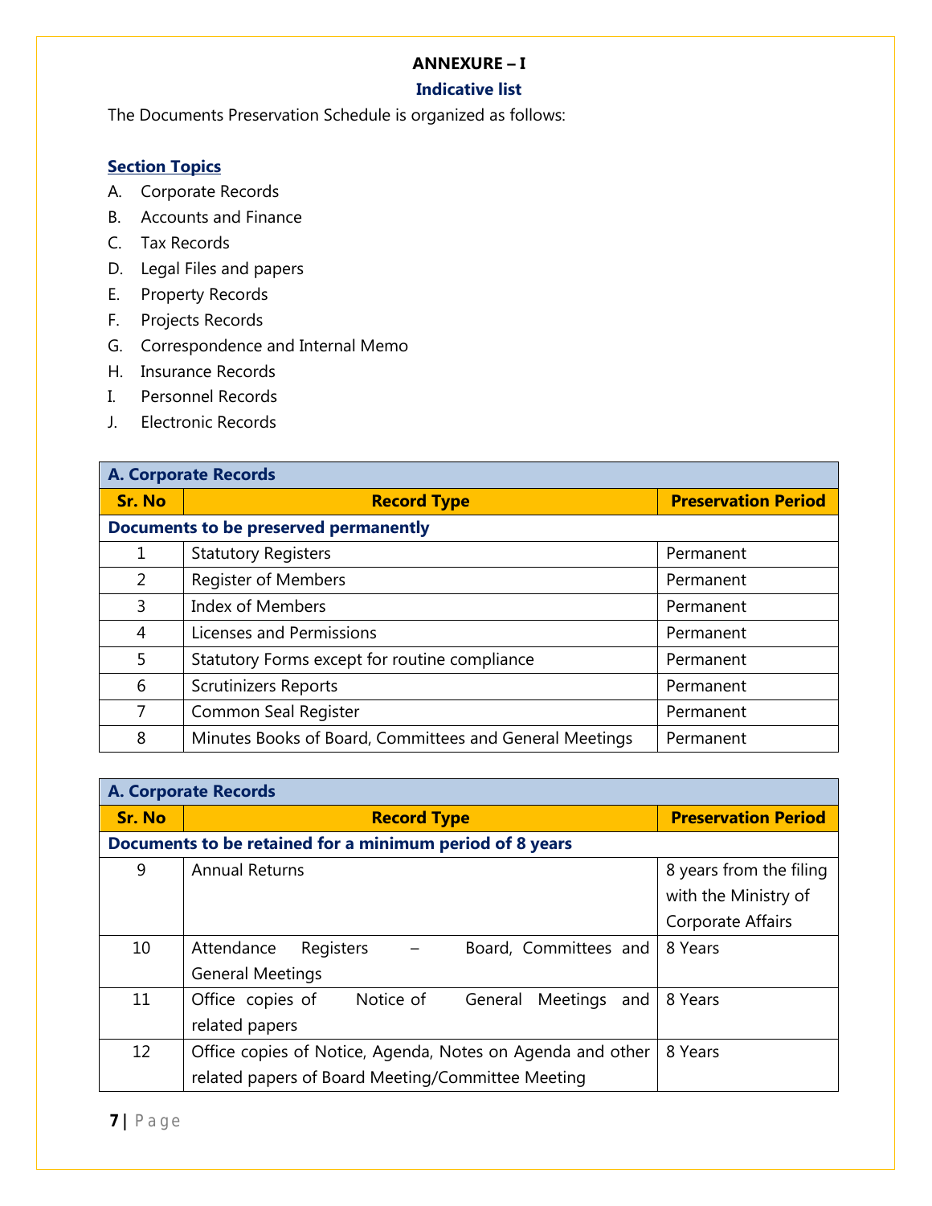# ANNEXURE – I

## Indicative list

The Documents Preservation Schedule is organized as follows:

**Section Topics**

A. Corporate Records
B. Accounts and Finance
C. Tax Records
D. Legal Files and papers
E. Property Records
F. Projects Records
G. Correspondence and Internal Memo
H. Insurance Records
I. Personnel Records
J. Electronic Records

**A. Corporate Records**

| Sr. No | Record Type | Preservation Period |
|---|---|---|
| **Documents to be preserved permanently** | | |
| 1 | Statutory Registers | Permanent |
| 2 | Register of Members | Permanent |
| 3 | Index of Members | Permanent |
| 4 | Licenses and Permissions | Permanent |
| 5 | Statutory Forms except for routine compliance | Permanent |
| 6 | Scrutinizers Reports | Permanent |
| 7 | Common Seal Register | Permanent |
| 8 | Minutes Books of Board, Committees and General Meetings | Permanent |

**A. Corporate Records**

| Sr. No | Record Type | Preservation Period |
|---|---|---|
| **Documents to be retained for a minimum period of 8 years** | | |
| 9 | Annual Returns | 8 years from the filing with the Ministry of Corporate Affairs |
| 10 | Attendance Registers – Board, Committees and General Meetings | 8 Years |
| 11 | Office copies of Notice of General Meetings and related papers | 8 Years |
| 12 | Office copies of Notice, Agenda, Notes on Agenda and other related papers of Board Meeting/Committee Meeting | 8 Years |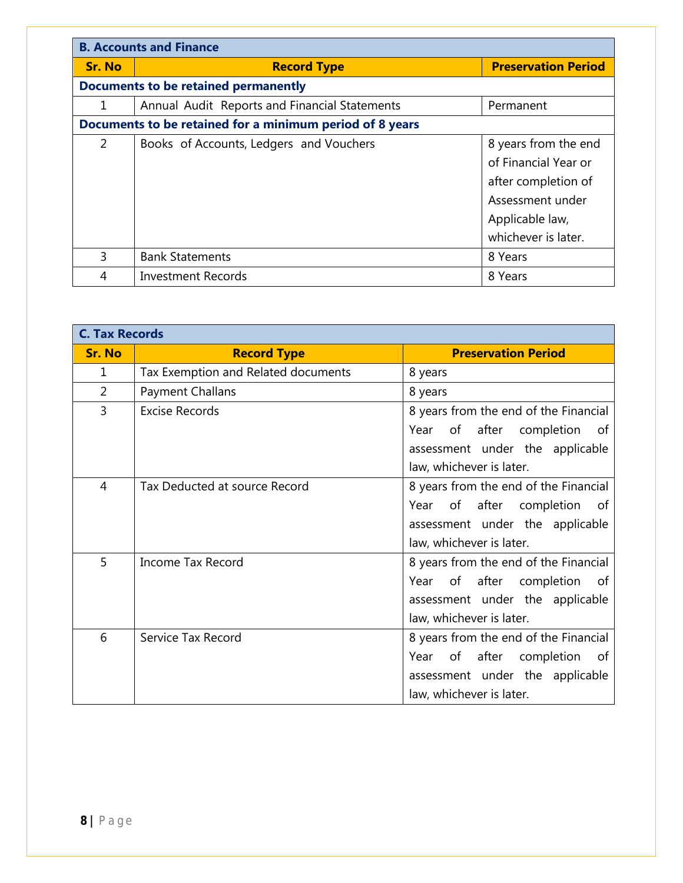| B. Accounts and Finance | | |
|---|---|---|
| **Sr. No** | **Record Type** | **Preservation Period** |
| **Documents to be retained permanently** | | |
| 1 | Annual Audit Reports and Financial Statements | Permanent |
| **Documents to be retained for a minimum period of 8 years** | | |
| 2 | Books of Accounts, Ledgers and Vouchers | 8 years from the end of Financial Year or after completion of Assessment under Applicable law, whichever is later. |
| 3 | Bank Statements | 8 Years |
| 4 | Investment Records | 8 Years |

| C. Tax Records | | |
|---|---|---|
| **Sr. No** | **Record Type** | **Preservation Period** |
| 1 | Tax Exemption and Related documents | 8 years |
| 2 | Payment Challans | 8 years |
| 3 | Excise Records | 8 years from the end of the Financial Year of after completion of assessment under the applicable law, whichever is later. |
| 4 | Tax Deducted at source Record | 8 years from the end of the Financial Year of after completion of assessment under the applicable law, whichever is later. |
| 5 | Income Tax Record | 8 years from the end of the Financial Year of after completion of assessment under the applicable law, whichever is later. |
| 6 | Service Tax Record | 8 years from the end of the Financial Year of after completion of assessment under the applicable law, whichever is later. |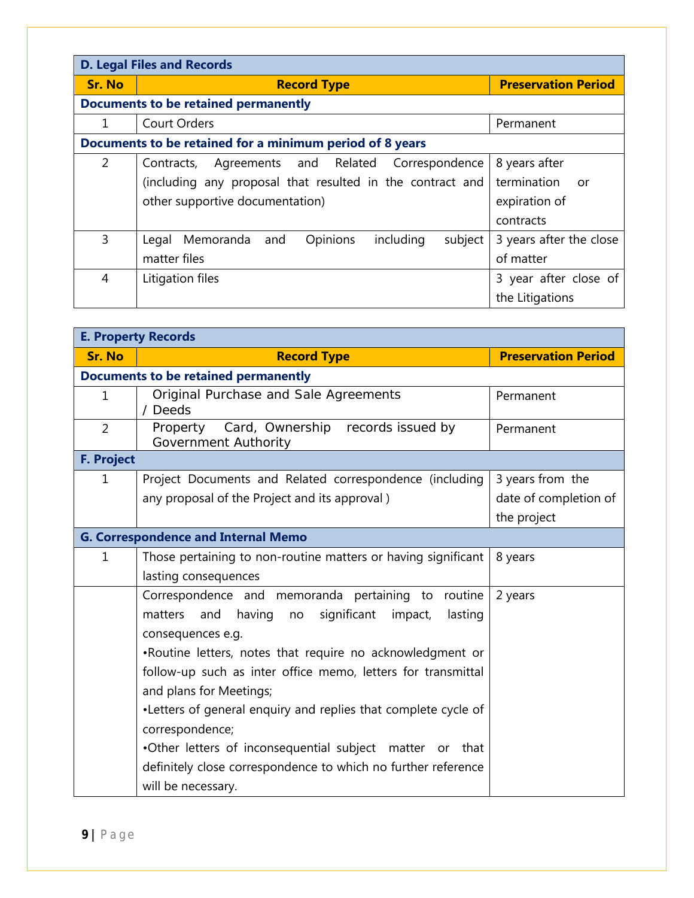| D. Legal Files and Records | | |
|---|---|---|
| **Sr. No** | **Record Type** | **Preservation Period** |
| **Documents to be retained permanently** | | |
| 1 | Court Orders | Permanent |
| **Documents to be retained for a minimum period of 8 years** | | |
| 2 | Contracts, Agreements and Related Correspondence (including any proposal that resulted in the contract and other supportive documentation) | 8 years after termination or expiration of contracts |
| 3 | Legal Memoranda and Opinions including subject matter files | 3 years after the close of matter |
| 4 | Litigation files | 3 year after close of the Litigations |

| E. Property Records | | |
|---|---|---|
| **Sr. No** | **Record Type** | **Preservation Period** |
| **Documents to be retained permanently** | | |
| 1 | Original Purchase and Sale Agreements / Deeds | Permanent |
| 2 | Property Card, Ownership records issued by Government Authority | Permanent |
| **F. Project** | | |
| 1 | Project Documents and Related correspondence (including any proposal of the Project and its approval ) | 3 years from the date of completion of the project |
| **G. Correspondence and Internal Memo** | | |
| 1 | Those pertaining to non-routine matters or having significant lasting consequences | 8 years |
| | Correspondence and memoranda pertaining to routine matters and having no significant impact, lasting consequences e.g.<br>•Routine letters, notes that require no acknowledgment or follow-up such as inter office memo, letters for transmittal and plans for Meetings;<br>•Letters of general enquiry and replies that complete cycle of correspondence;<br>•Other letters of inconsequential subject matter or that definitely close correspondence to which no further reference will be necessary. | 2 years |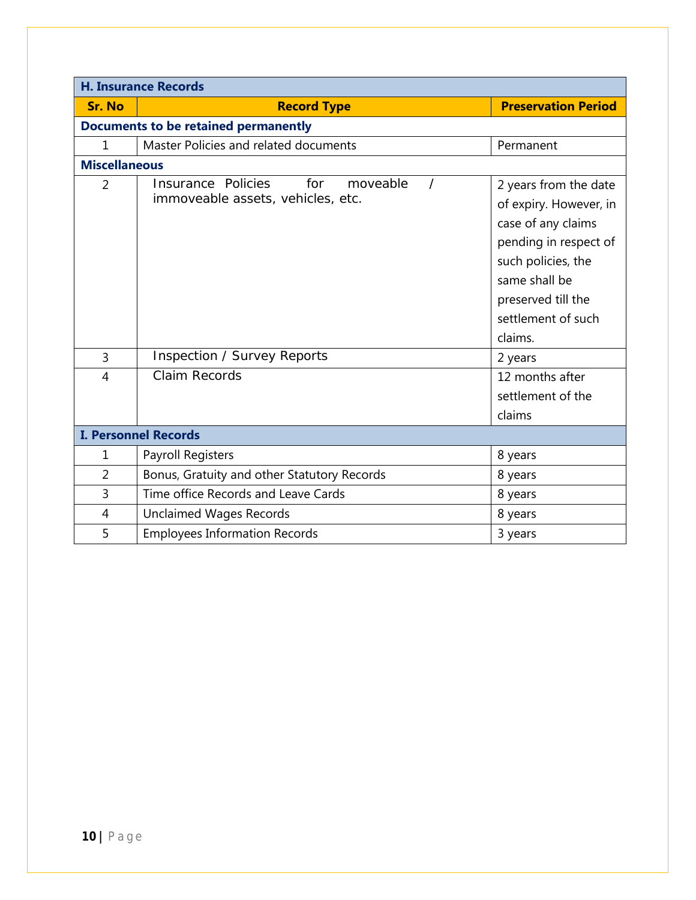| H. Insurance Records | | |
|---|---|---|
| **Sr. No** | **Record Type** | **Preservation Period** |
| **Documents to be retained permanently** | | |
| 1 | Master Policies and related documents | Permanent |
| **Miscellaneous** | | |
| 2 | Insurance Policies for moveable / immoveable assets, vehicles, etc. | 2 years from the date of expiry. However, in case of any claims pending in respect of such policies, the same shall be preserved till the settlement of such claims. |
| 3 | Inspection / Survey Reports | 2 years |
| 4 | Claim Records | 12 months after settlement of the claims |

| I. Personnel Records | | |
|---|---|---|
| 1 | Payroll Registers | 8 years |
| 2 | Bonus, Gratuity and other Statutory Records | 8 years |
| 3 | Time office Records and Leave Cards | 8 years |
| 4 | Unclaimed Wages Records | 8 years |
| 5 | Employees Information Records | 3 years |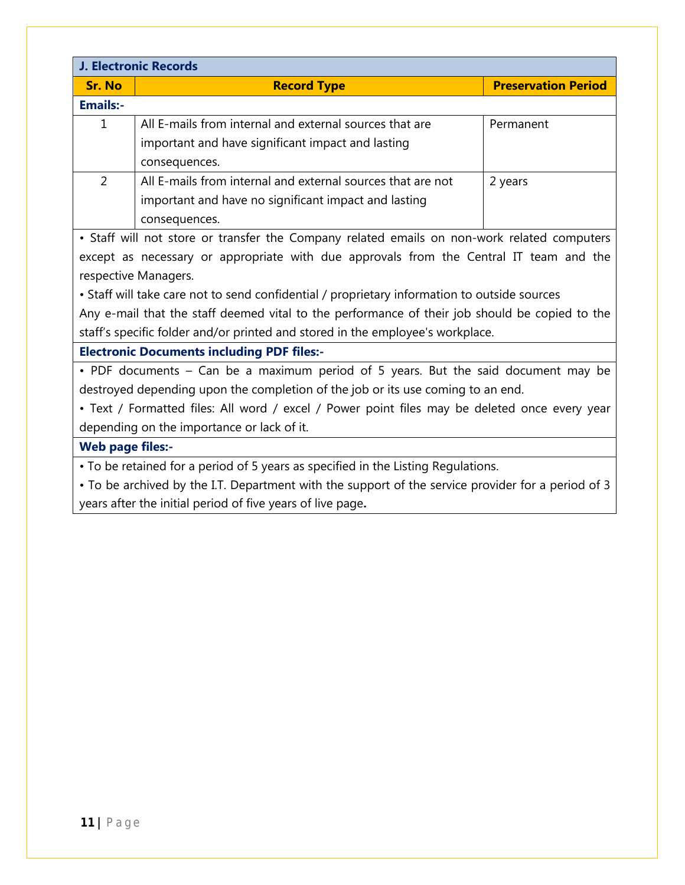| J. Electronic Records | | |
|---|---|---|
| **Sr. No** | **Record Type** | **Preservation Period** |
| **Emails:-** | | |
| 1 | All E-mails from internal and external sources that are important and have significant impact and lasting consequences. | Permanent |
| 2 | All E-mails from internal and external sources that are not important and have no significant impact and lasting consequences. | 2 years |

• Staff will not store or transfer the Company related emails on non-work related computers except as necessary or appropriate with due approvals from the Central IT team and the respective Managers.

• Staff will take care not to send confidential / proprietary information to outside sources

Any e-mail that the staff deemed vital to the performance of their job should be copied to the staff's specific folder and/or printed and stored in the employee's workplace.

**Electronic Documents including PDF files:-**

• PDF documents – Can be a maximum period of 5 years. But the said document may be destroyed depending upon the completion of the job or its use coming to an end.

• Text / Formatted files: All word / excel / Power point files may be deleted once every year depending on the importance or lack of it.

**Web page files:-**

• To be retained for a period of 5 years as specified in the Listing Regulations.

• To be archived by the I.T. Department with the support of the service provider for a period of 3 years after the initial period of five years of live page.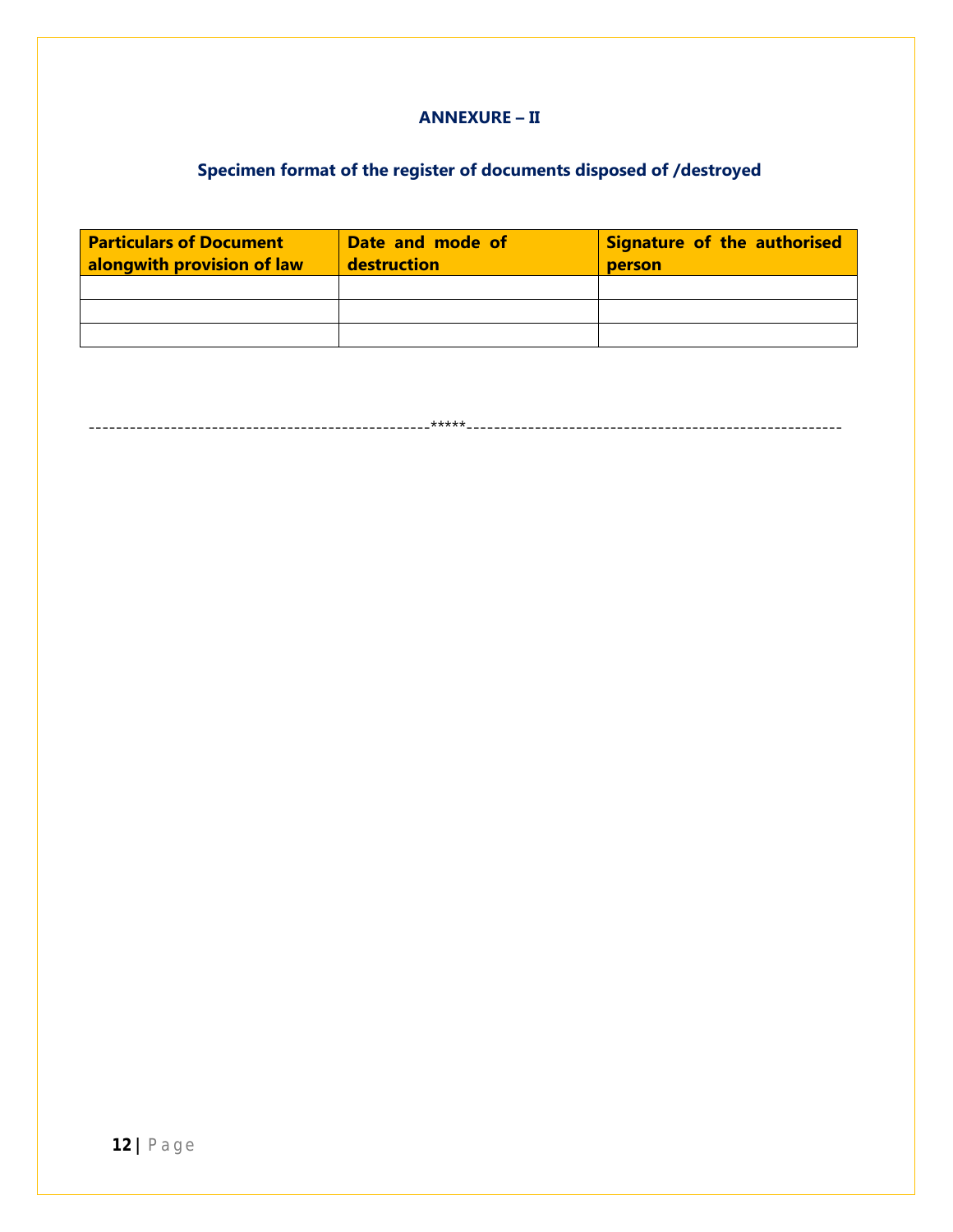## ANNEXURE – II

### Specimen format of the register of documents disposed of /destroyed

| Particulars of Document alongwith provision of law | Date and mode of destruction | Signature of the authorised person |
|---|---|---|
| | | |
| | | |
| | | |

-------------------------------------------------*****-------------------------------------------------------